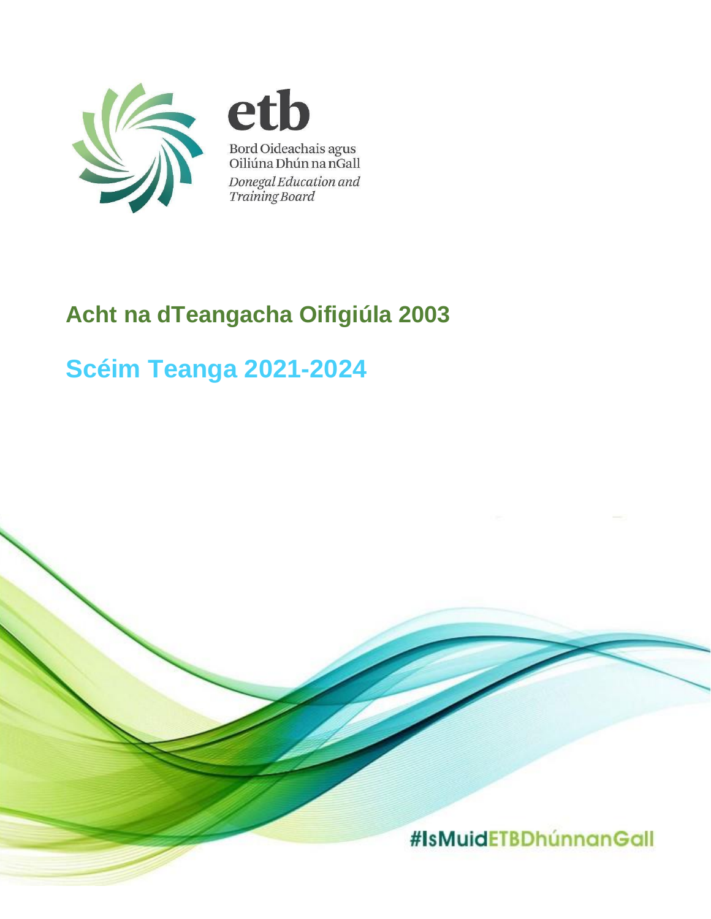etb

Bord Oideachais agus Oiliúna Dhún na nGall

*Donegal Education and Training Board*

# Acht na dTeangacha Oifigiúla 2003

# Scéim Teanga 2021-2024

#IsMuidETBDhúnnanGall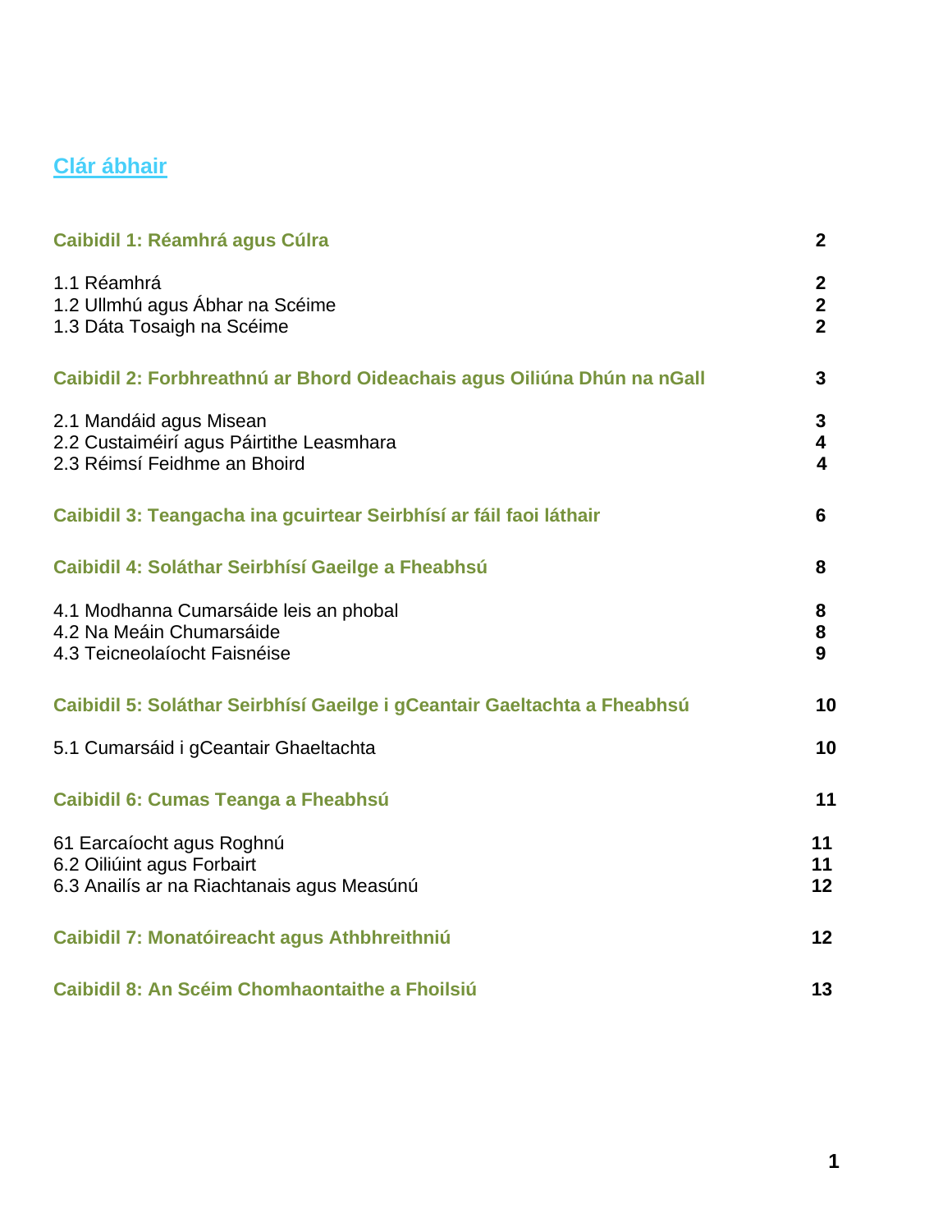## Clár ábhair

| | |
|---|---|
| **Caibidil 1: Réamhrá agus Cúlra** | **2** |
| 1.1 Réamhrá | **2** |
| 1.2 Ullmhú agus Ábhar na Scéime | **2** |
| 1.3 Dáta Tosaigh na Scéime | **2** |
| **Caibidil 2: Forbhreathnú ar Bhord Oideachais agus Oiliúna Dhún na nGall** | **3** |
| 2.1 Mandáid agus Misean | **3** |
| 2.2 Custaiméirí agus Páirtithe Leasmhara | **4** |
| 2.3 Réimsí Feidhme an Bhoird | **4** |
| **Caibidil 3: Teangacha ina gcuirtear Seirbhísí ar fáil faoi láthair** | **6** |
| **Caibidil 4: Soláthar Seirbhísí Gaeilge a Fheabhsú** | **8** |
| 4.1 Modhanna Cumarsáide leis an phobal | **8** |
| 4.2 Na Meáin Chumarsáide | **8** |
| 4.3 Teicneolaíocht Faisnéise | **9** |
| **Caibidil 5: Soláthar Seirbhísí Gaeilge i gCeantair Gaeltachta a Fheabhsú** | **10** |
| 5.1 Cumarsáid i gCeantair Ghaeltachta | **10** |
| **Caibidil 6: Cumas Teanga a Fheabhsú** | **11** |
| 61 Earcaíocht agus Roghnú | **11** |
| 6.2 Oiliúint agus Forbairt | **11** |
| 6.3 Anailís ar na Riachtanais agus Measúnú | **12** |
| **Caibidil 7: Monatóireacht agus Athbhreithniú** | **12** |
| **Caibidil 8: An Scéim Chomhaontaithe a Fhoilsiú** | **13** |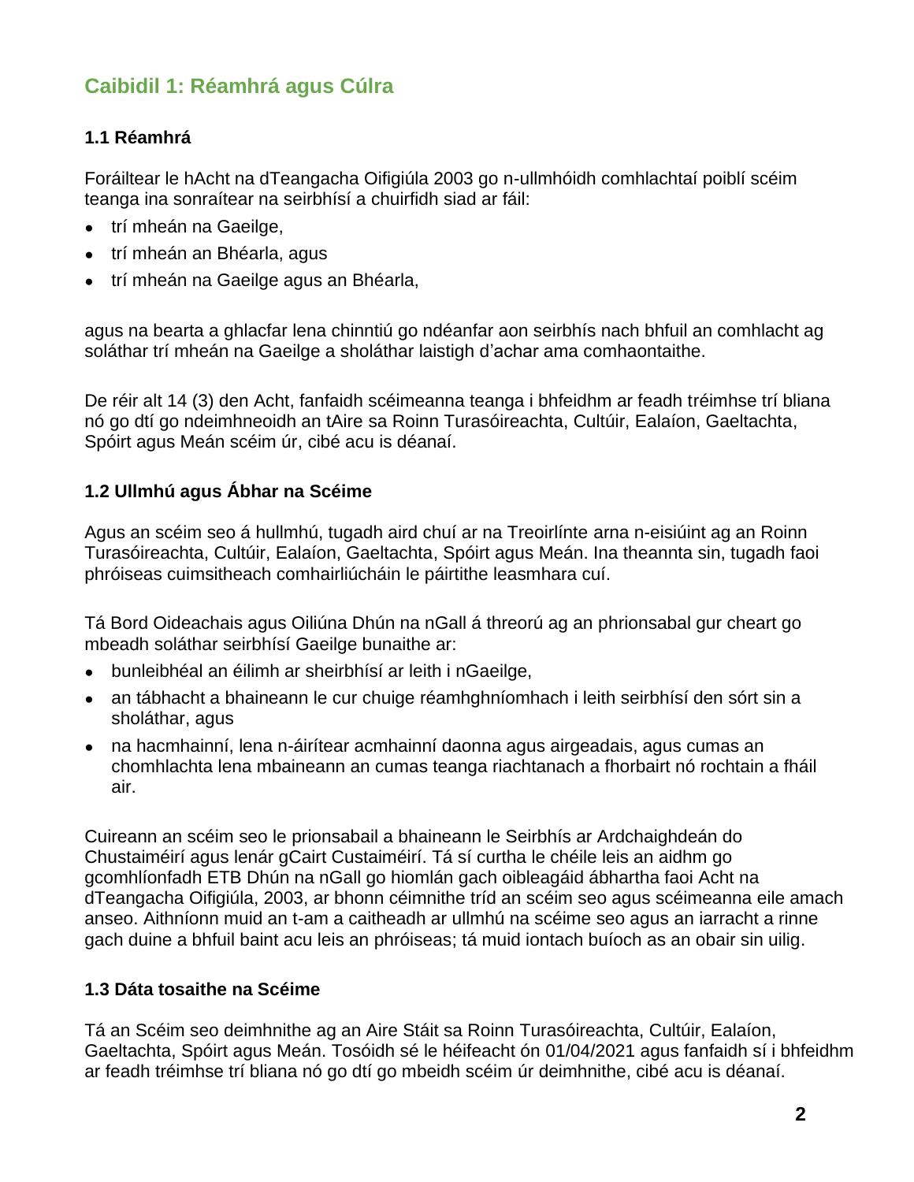## Caibidil 1: Réamhrá agus Cúlra

### 1.1 Réamhrá

Foráiltear le hAcht na dTeangacha Oifigiúla 2003 go n-ullmhóidh comhlachtaí poiblí scéim teanga ina sonraítear na seirbhísí a chuirfidh siad ar fáil:

- trí mheán na Gaeilge,
- trí mheán an Bhéarla, agus
- trí mheán na Gaeilge agus an Bhéarla,

agus na bearta a ghlacfar lena chinntiú go ndéanfar aon seirbhís nach bhfuil an comhlacht ag soláthar trí mheán na Gaeilge a sholáthar laistigh d'achar ama comhaontaithe.

De réir alt 14 (3) den Acht, fanfaidh scéimeanna teanga i bhfeidhm ar feadh tréimhse trí bliana nó go dtí go ndeimhneoidh an tAire sa Roinn Turasóireachta, Cultúir, Ealaíon, Gaeltachta, Spóirt agus Meán scéim úr, cibé acu is déanaí.

### 1.2 Ullmhú agus Ábhar na Scéime

Agus an scéim seo á hullmhú, tugadh aird chuí ar na Treoirlínte arna n-eisiúint ag an Roinn Turasóireachta, Cultúir, Ealaíon, Gaeltachta, Spóirt agus Meán. Ina theannta sin, tugadh faoi phróiseas cuimsitheach comhairliúcháin le páirtithe leasmhara cuí.

Tá Bord Oideachais agus Oiliúna Dhún na nGall á threorú ag an phrionsabal gur cheart go mbeadh soláthar seirbhísí Gaeilge bunaithe ar:

- bunleibhéal an éilimh ar sheirbhísí ar leith i nGaeilge,
- an tábhacht a bhaineann le cur chuige réamhghníomhach i leith seirbhísí den sórt sin a sholáthar, agus
- na hacmhainní, lena n-áirítear acmhainní daonna agus airgeadais, agus cumas an chomhlachta lena mbaineann an cumas teanga riachtanach a fhorbairt nó rochtain a fháil air.

Cuireann an scéim seo le prionsabail a bhaineann le Seirbhís ar Ardchaighdeán do Chustaiméirí agus lenár gCairt Custaiméirí. Tá sí curtha le chéile leis an aidhm go gcomhlíonfadh ETB Dhún na nGall go hiomlán gach oibleagáid ábhartha faoi Acht na dTeangacha Oifigiúla, 2003, ar bhonn céimnithe tríd an scéim seo agus scéimeanna eile amach anseo. Aithníonn muid an t-am a caitheadh ar ullmhú na scéime seo agus an iarracht a rinne gach duine a bhfuil baint acu leis an phróiseas; tá muid iontach buíoch as an obair sin uilig.

### 1.3 Dáta tosaithe na Scéime

Tá an Scéim seo deimhnithe ag an Aire Stáit sa Roinn Turasóireachta, Cultúir, Ealaíon, Gaeltachta, Spóirt agus Meán. Tosóidh sé le héifeacht ón 01/04/2021 agus fanfaidh sí i bhfeidhm ar feadh tréimhse trí bliana nó go dtí go mbeidh scéim úr deimhnithe, cibé acu is déanaí.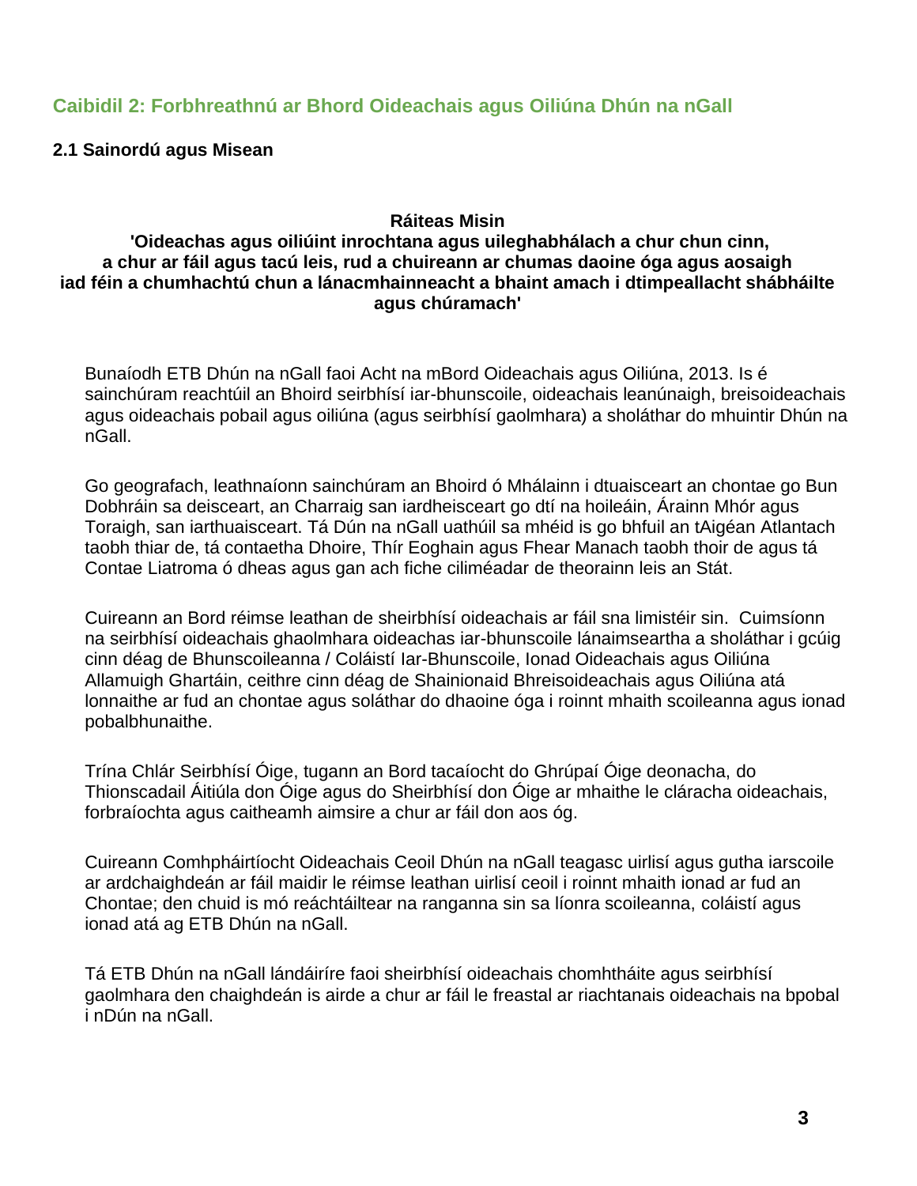## Caibidil 2: Forbhreathnú ar Bhord Oideachais agus Oiliúna Dhún na nGall

### 2.1 Sainordú agus Misean

**Ráiteas Misin**

**'Oideachas agus oiliúint inrochtana agus uileghabhálach a chur chun cinn, a chur ar fáil agus tacú leis, rud a chuireann ar chumas daoine óga agus aosaigh iad féin a chumhachtú chun a lánacmhainneacht a bhaint amach i dtimpeallacht shábháilte agus chúramach'**

Bunaíodh ETB Dhún na nGall faoi Acht na mBord Oideachais agus Oiliúna, 2013. Is é sainchúram reachtúil an Bhoird seirbhísí iar-bhunscoile, oideachais leanúnaigh, breisoideachais agus oideachais pobail agus oiliúna (agus seirbhísí gaolmhara) a sholáthar do mhuintir Dhún na nGall.

Go geografach, leathnaíonn sainchúram an Bhoird ó Mhálainn i dtuaisceart an chontae go Bun Dobhráin sa deisceart, an Charraig san iardheisceart go dtí na hoileáin, Árainn Mhór agus Toraigh, san iarthuaisceart. Tá Dún na nGall uathúil sa mhéid is go bhfuil an tAigéan Atlantach taobh thiar de, tá contaetha Dhoire, Thír Eoghain agus Fhear Manach taobh thoir de agus tá Contae Liatroma ó dheas agus gan ach fiche ciliméadar de theorainn leis an Stát.

Cuireann an Bord réimse leathan de sheirbhísí oideachais ar fáil sna limistéir sin. Cuimsíonn na seirbhísí oideachais ghaolmhara oideachas iar-bhunscoile lánaimseartha a sholáthar i gcúig cinn déag de Bhunscoileanna / Coláistí Iar-Bhunscoile, Ionad Oideachais agus Oiliúna Allamuigh Ghartáin, ceithre cinn déag de Shainionaid Bhreisoideachais agus Oiliúna atá lonnaithe ar fud an chontae agus soláthar do dhaoine óga i roinnt mhaith scoileanna agus ionad pobalbhunaithe.

Trína Chlár Seirbhísí Óige, tugann an Bord tacaíocht do Ghrúpaí Óige deonacha, do Thionscadail Áitiúla don Óige agus do Sheirbhísí don Óige ar mhaithe le cláracha oideachais, forbraíochta agus caitheamh aimsire a chur ar fáil don aos óg.

Cuireann Comhpháirtíocht Oideachais Ceoil Dhún na nGall teagasc uirlisí agus gutha iarscoile ar ardchaighdeán ar fáil maidir le réimse leathan uirlisí ceoil i roinnt mhaith ionad ar fud an Chontae; den chuid is mó reáchtáiltear na ranganna sin sa líonra scoileanna, coláistí agus ionad atá ag ETB Dhún na nGall.

Tá ETB Dhún na nGall lándáiríre faoi sheirbhísí oideachais chomhtháite agus seirbhísí gaolmhara den chaighdeán is airde a chur ar fáil le freastal ar riachtanais oideachais na bpobal i nDún na nGall.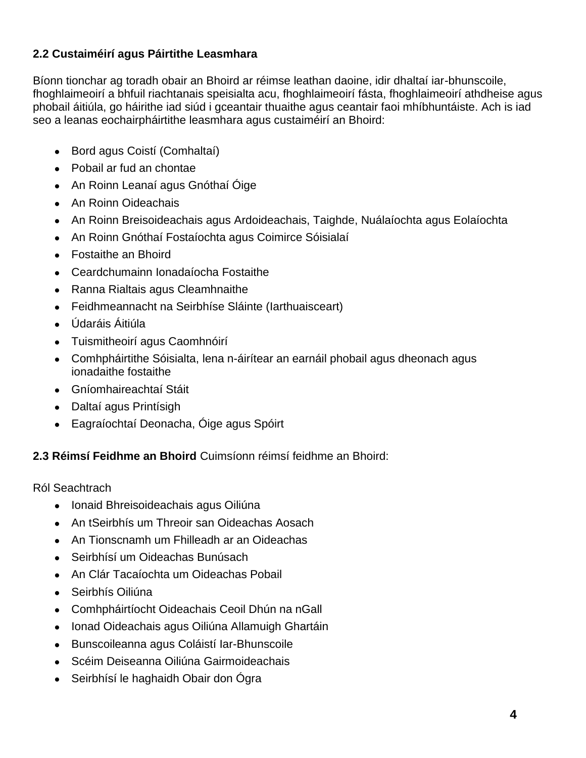## 2.2 Custaiméirí agus Páirtithe Leasmhara

Bíonn tionchar ag toradh obair an Bhoird ar réimse leathan daoine, idir dhaltaí iar-bhunscoile, fhoghlaimeoirí a bhfuil riachtanais speisialta acu, fhoghlaimeoirí fásta, fhoghlaimeoirí athdheise agus phobail áitiúla, go háirithe iad siúd i gceantair thuaithe agus ceantair faoi mhíbhuntáiste. Ach is iad seo a leanas eochairpháirtithe leasmhara agus custaiméirí an Bhoird:

- Bord agus Coistí (Comhaltaí)
- Pobail ar fud an chontae
- An Roinn Leanaí agus Gnóthaí Óige
- An Roinn Oideachais
- An Roinn Breisoideachais agus Ardoideachais, Taighde, Nuálaíochta agus Eolaíochta
- An Roinn Gnóthaí Fostaíochta agus Coimirce Sóisialaí
- Fostaithe an Bhoird
- Ceardchumainn Ionadaíocha Fostaithe
- Ranna Rialtais agus Cleamhnaithe
- Feidhmeannacht na Seirbhíse Sláinte (Iarthuaisceart)
- Údaráis Áitiúla
- Tuismitheoirí agus Caomhnóirí
- Comhpháirtithe Sóisialta, lena n-áirítear an earnáil phobail agus dheonach agus ionadaithe fostaithe
- Gníomhaireachtaí Stáit
- Daltaí agus Printísigh
- Eagraíochtaí Deonacha, Óige agus Spóirt

**2.3 Réimsí Feidhme an Bhoird** Cuimsíonn réimsí feidhme an Bhoird:

Ról Seachtrach

- Ionaid Bhreisoideachais agus Oiliúna
- An tSeirbhís um Threoir san Oideachas Aosach
- An Tionscnamh um Fhilleadh ar an Oideachas
- Seirbhísí um Oideachas Bunúsach
- An Clár Tacaíochta um Oideachas Pobail
- Seirbhís Oiliúna
- Comhpháirtíocht Oideachais Ceoil Dhún na nGall
- Ionad Oideachais agus Oiliúna Allamuigh Ghartáin
- Bunscoileanna agus Coláistí Iar-Bhunscoile
- Scéim Deiseanna Oiliúna Gairmoideachais
- Seirbhísí le haghaidh Obair don Ógra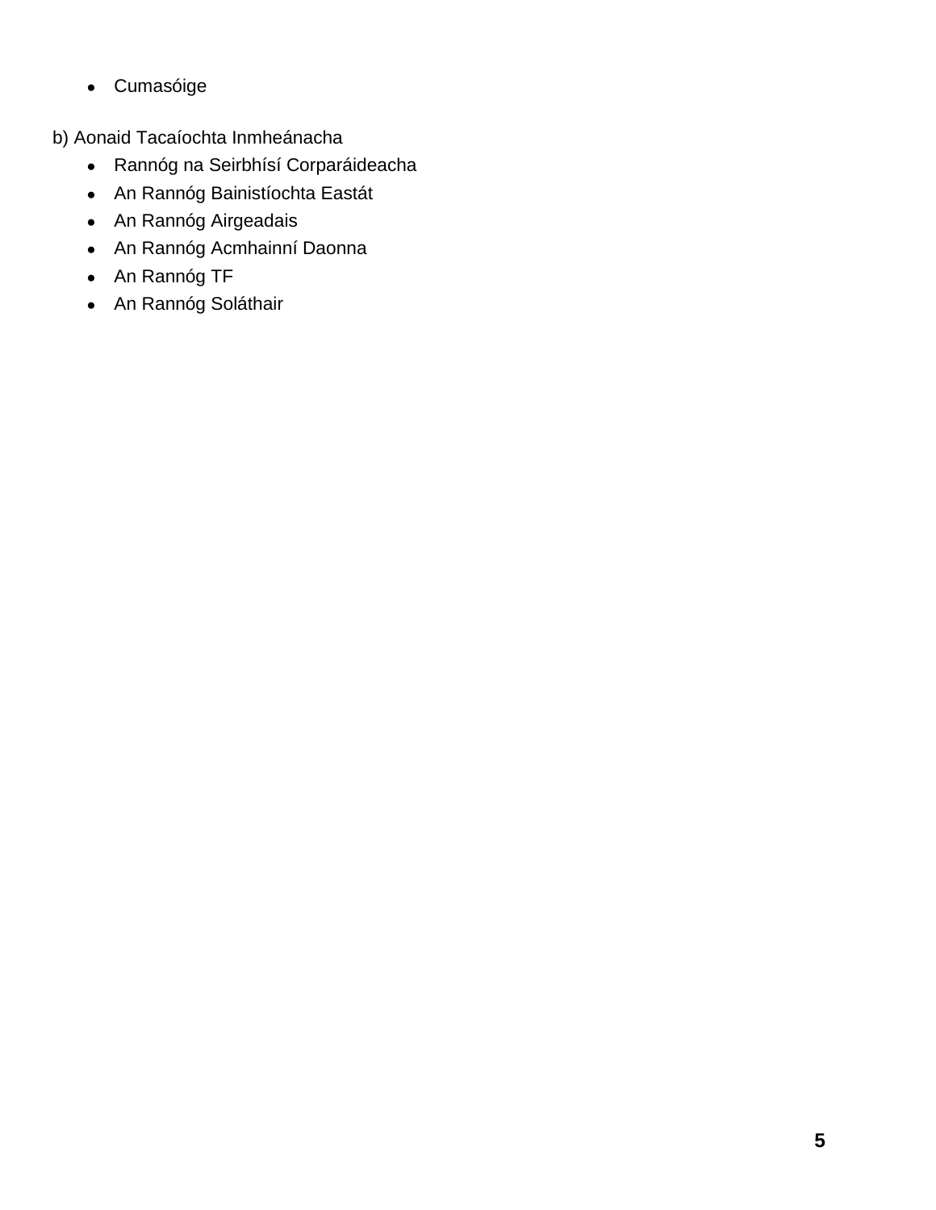- Cumasóige

b) Aonaid Tacaíochta Inmheánacha

- Rannóg na Seirbhísí Corparáideacha
- An Rannóg Bainistíochta Eastát
- An Rannóg Airgeadais
- An Rannóg Acmhainní Daonna
- An Rannóg TF
- An Rannóg Soláthair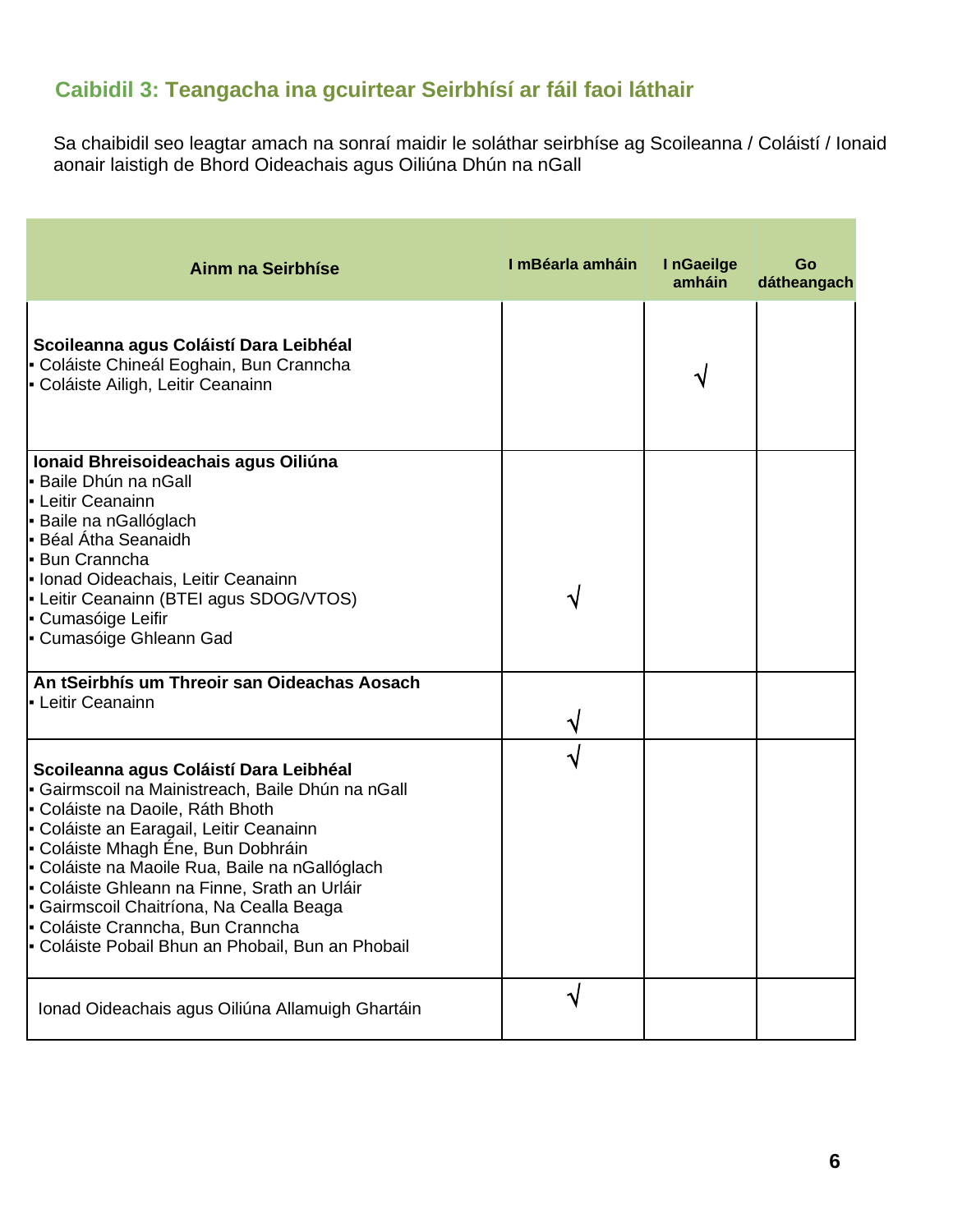## Caibidil 3: Teangacha ina gcuirtear Seirbhísí ar fáil faoi láthair

Sa chaibidil seo leagtar amach na sonraí maidir le soláthar seirbhíse ag Scoileanna / Coláistí / Ionaid aonair laistigh de Bhord Oideachais agus Oiliúna Dhún na nGall

| Ainm na Seirbhíse | I mBéarla amháin | I nGaeilge amháin | Go dátheangach |
|---|---|---|---|
| **Scoileanna agus Coláistí Dara Leibhéal**<br>▪ Coláiste Chineál Eoghain, Bun Cranncha<br>▪ Coláiste Ailigh, Leitir Ceanainn | | √ | |
| **Ionaid Bhreisoideachais agus Oiliúna**<br>▪ Baile Dhún na nGall<br>▪ Leitir Ceanainn<br>▪ Baile na nGallóglach<br>▪ Béal Átha Seanaidh<br>▪ Bun Cranncha<br>▪ Ionad Oideachais, Leitir Ceanainn<br>▪ Leitir Ceanainn (BTEI agus SDOG/VTOS)<br>▪ Cumasóige Leifir<br>▪ Cumasóige Ghleann Gad | √ | | |
| **An tSeirbhís um Threoir san Oideachas Aosach**<br>▪ Leitir Ceanainn | √ | | |
| **Scoileanna agus Coláistí Dara Leibhéal**<br>▪ Gairmscoil na Mainistreach, Baile Dhún na nGall<br>▪ Coláiste na Daoile, Ráth Bhoth<br>▪ Coláiste an Earagail, Leitir Ceanainn<br>▪ Coláiste Mhagh Éne, Bun Dobhráin<br>▪ Coláiste na Maoile Rua, Baile na nGallóglach<br>▪ Coláiste Ghleann na Finne, Srath an Urláir<br>▪ Gairmscoil Chaitríona, Na Cealla Beaga<br>▪ Coláiste Cranncha, Bun Cranncha<br>▪ Coláiste Pobail Bhun an Phobail, Bun an Phobail | √ | | |
| Ionad Oideachais agus Oiliúna Allamuigh Ghartáin | √ | | |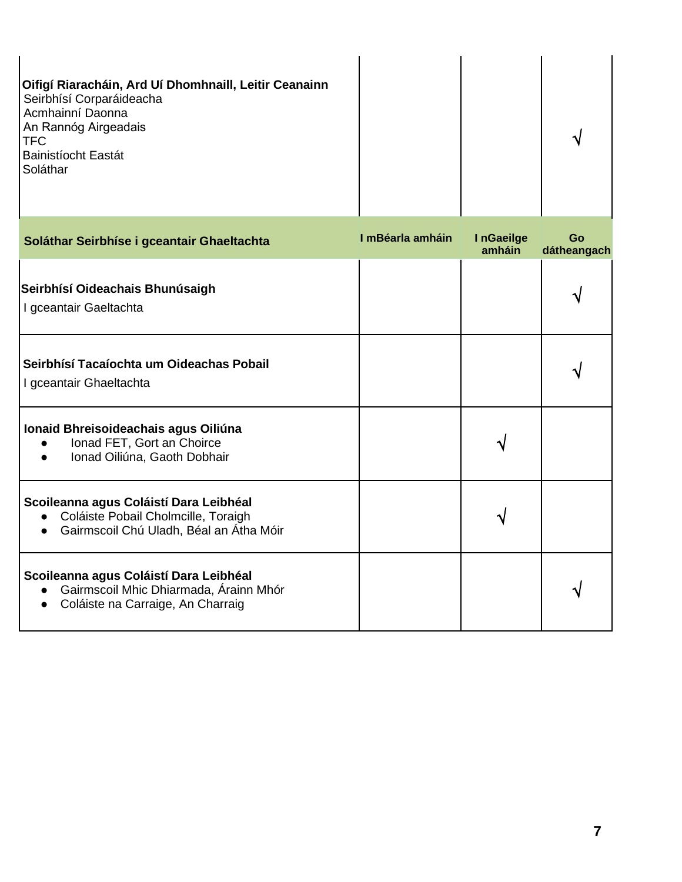| | | | |
|---|---|---|---|
| **Oifigí Riaracháin, Ard Uí Dhomhnaill, Leitir Ceanainn**<br>Seirbhísí Corparáideacha<br>Acmhainní Daonna<br>An Rannóg Airgeadais<br>TFC<br>Bainistíocht Eastát<br>Soláthar | | | √ |
| **Soláthar Seirbhíse i gceantair Ghaeltachta** | **I mBéarla amháin** | **I nGaeilge amháin** | **Go dátheangach** |
| **Seirbhísí Oideachais Bhunúsaigh**<br>I gceantair Gaeltachta | | | √ |
| **Seirbhísí Tacaíochta um Oideachas Pobail**<br>I gceantair Ghaeltachta | | | √ |
| **Ionaid Bhreisoideachais agus Oiliúna**<br>● Ionad FET, Gort an Choirce<br>● Ionad Oiliúna, Gaoth Dobhair | | √ | |
| **Scoileanna agus Coláistí Dara Leibhéal**<br>● Coláiste Pobail Cholmcille, Toraigh<br>● Gairmscoil Chú Uladh, Béal an Átha Móir | | √ | |
| **Scoileanna agus Coláistí Dara Leibhéal**<br>● Gairmscoil Mhic Dhiarmada, Árainn Mhór<br>● Coláiste na Carraige, An Charraig | | | √ |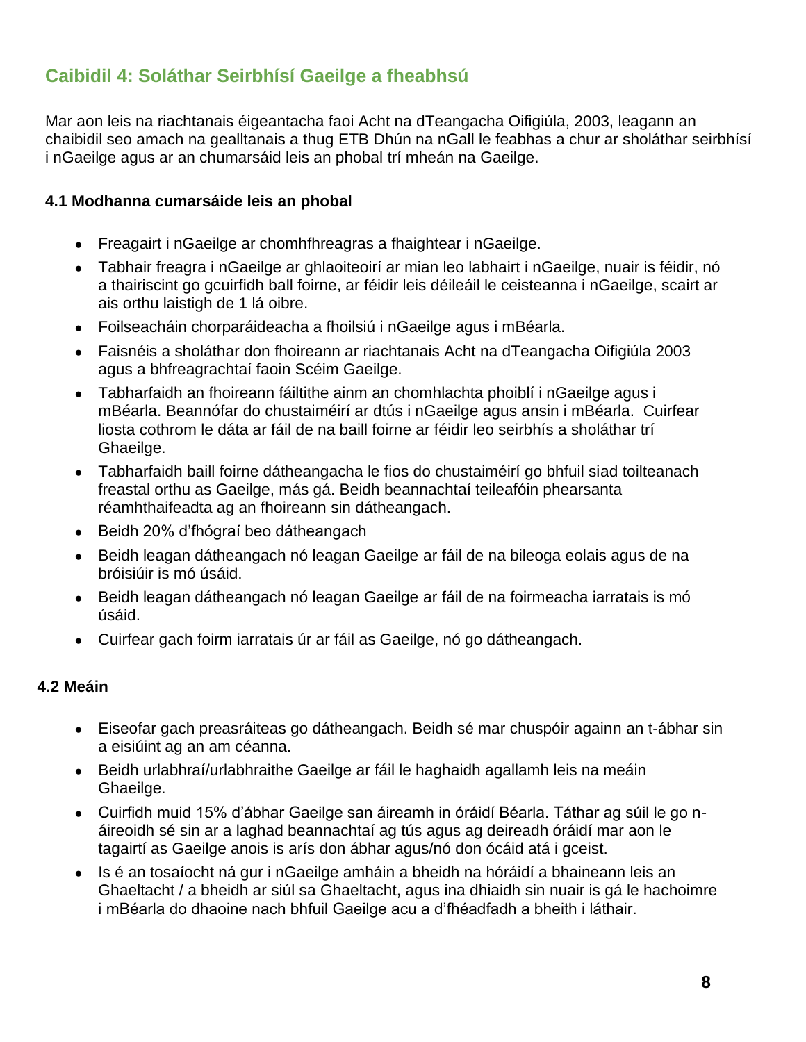## Caibidil 4: Soláthar Seirbhísí Gaeilge a fheabhsú

Mar aon leis na riachtanais éigeantacha faoi Acht na dTeangacha Oifigiúla, 2003, leagann an chaibidil seo amach na gealltanais a thug ETB Dhún na nGall le feabhas a chur ar sholáthar seirbhísí i nGaeilge agus ar an chumarsáid leis an phobal trí mheán na Gaeilge.

### 4.1 Modhanna cumarsáide leis an phobal

- Freagairt i nGaeilge ar chomhfhreagras a fhaightear i nGaeilge.
- Tabhair freagra i nGaeilge ar ghlaoiteoirí ar mian leo labhairt i nGaeilge, nuair is féidir, nó a thairiscint go gcuirfidh ball foirne, ar féidir leis déileáil le ceisteanna i nGaeilge, scairt ar ais orthu laistigh de 1 lá oibre.
- Foilseacháin chorparáideacha a fhoilsiú i nGaeilge agus i mBéarla.
- Faisnéis a sholáthar don fhoireann ar riachtanais Acht na dTeangacha Oifigiúla 2003 agus a bhfreagrachtaí faoin Scéim Gaeilge.
- Tabharfaidh an fhoireann fáiltithe ainm an chomhlachta phoiblí i nGaeilge agus i mBéarla. Beannófar do chustaiméirí ar dtús i nGaeilge agus ansin i mBéarla. Cuirfear liosta cothrom le dáta ar fáil de na baill foirne ar féidir leo seirbhís a sholáthar trí Ghaeilge.
- Tabharfaidh baill foirne dátheangacha le fios do chustaiméirí go bhfuil siad toilteanach freastal orthu as Gaeilge, más gá. Beidh beannachtaí teileafóin phearsanta réamhthaifeadta ag an fhoireann sin dátheangach.
- Beidh 20% d'fhógraí beo dátheangach
- Beidh leagan dátheangach nó leagan Gaeilge ar fáil de na bileoga eolais agus de na bróisiúir is mó úsáid.
- Beidh leagan dátheangach nó leagan Gaeilge ar fáil de na foirmeacha iarratais is mó úsáid.
- Cuirfear gach foirm iarratais úr ar fáil as Gaeilge, nó go dátheangach.

### 4.2 Meáin

- Eiseofar gach preasráiteas go dátheangach. Beidh sé mar chuspóir againn an t-ábhar sin a eisiúint ag an am céanna.
- Beidh urlabhraí/urlabhraithe Gaeilge ar fáil le haghaidh agallamh leis na meáin Ghaeilge.
- Cuirfidh muid 15% d'ábhar Gaeilge san áireamh in óráidí Béarla. Táthar ag súil le go n-áireoidh sé sin ar a laghad beannachtaí ag tús agus ag deireadh óráidí mar aon le tagairtí as Gaeilge anois is arís don ábhar agus/nó don ócáid atá i gceist.
- Is é an tosaíocht ná gur i nGaeilge amháin a bheidh na hóráidí a bhaineann leis an Ghaeltacht / a bheidh ar siúl sa Ghaeltacht, agus ina dhiaidh sin nuair is gá le hachoimre i mBéarla do dhaoine nach bhfuil Gaeilge acu a d'fhéadfadh a bheith i láthair.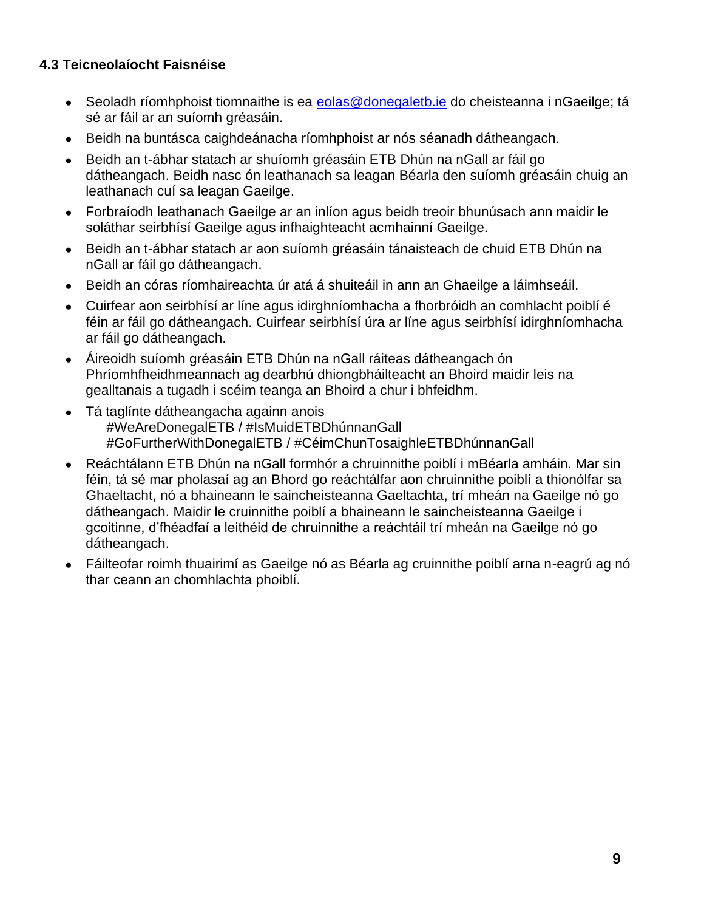### 4.3 Teicneolaíocht Faisnéise

- Seoladh ríomhphoist tiomnaithe is ea eolas@donegaletb.ie do cheisteanna i nGaeilge; tá sé ar fáil ar an suíomh gréasáin.
- Beidh na buntásca caighdeánacha ríomhphoist ar nós séanadh dátheangach.
- Beidh an t-ábhar statach ar shuíomh gréasáin ETB Dhún na nGall ar fáil go dátheangach. Beidh nasc ón leathanach sa leagan Béarla den suíomh gréasáin chuig an leathanach cuí sa leagan Gaeilge.
- Forbraíodh leathanach Gaeilge ar an inlíon agus beidh treoir bhunúsach ann maidir le soláthar seirbhísí Gaeilge agus infhaighteacht acmhainní Gaeilge.
- Beidh an t-ábhar statach ar aon suíomh gréasáin tánaisteach de chuid ETB Dhún na nGall ar fáil go dátheangach.
- Beidh an córas ríomhaireachta úr atá á shuiteáil in ann an Ghaeilge a láimhseáil.
- Cuirfear aon seirbhísí ar líne agus idirghníomhacha a fhorbróidh an comhlacht poiblí é féin ar fáil go dátheangach. Cuirfear seirbhísí úra ar líne agus seirbhísí idirghníomhacha ar fáil go dátheangach.
- Áireoidh suíomh gréasáin ETB Dhún na nGall ráiteas dátheangach ón Phríomhfheidhmeannach ag dearbhú dhiongbháilteacht an Bhoird maidir leis na gealltanais a tugadh i scéim teanga an Bhoird a chur i bhfeidhm.
- Tá taglínte dátheangacha againn anois
  #WeAreDonegalETB / #IsMuidETBDhúnnanGall
  #GoFurtherWithDonegalETB / #CéimChunTosaighleETBDhúnnanGall
- Reáchtálann ETB Dhún na nGall formhór a chruinnithe poiblí i mBéarla amháin. Mar sin féin, tá sé mar pholasaí ag an Bhord go reáchtálfar aon chruinnithe poiblí a thionólfar sa Ghaeltacht, nó a bhaineann le saincheisteanna Gaeltachta, trí mheán na Gaeilge nó go dátheangach. Maidir le cruinnithe poiblí a bhaineann le saincheisteanna Gaeilge i gcoitinne, d'fhéadfaí a leithéid de chruinnithe a reáchtáil trí mheán na Gaeilge nó go dátheangach.
- Fáilteofar roimh thuairimí as Gaeilge nó as Béarla ag cruinnithe poiblí arna n-eagrú ag nó thar ceann an chomhlachta phoiblí.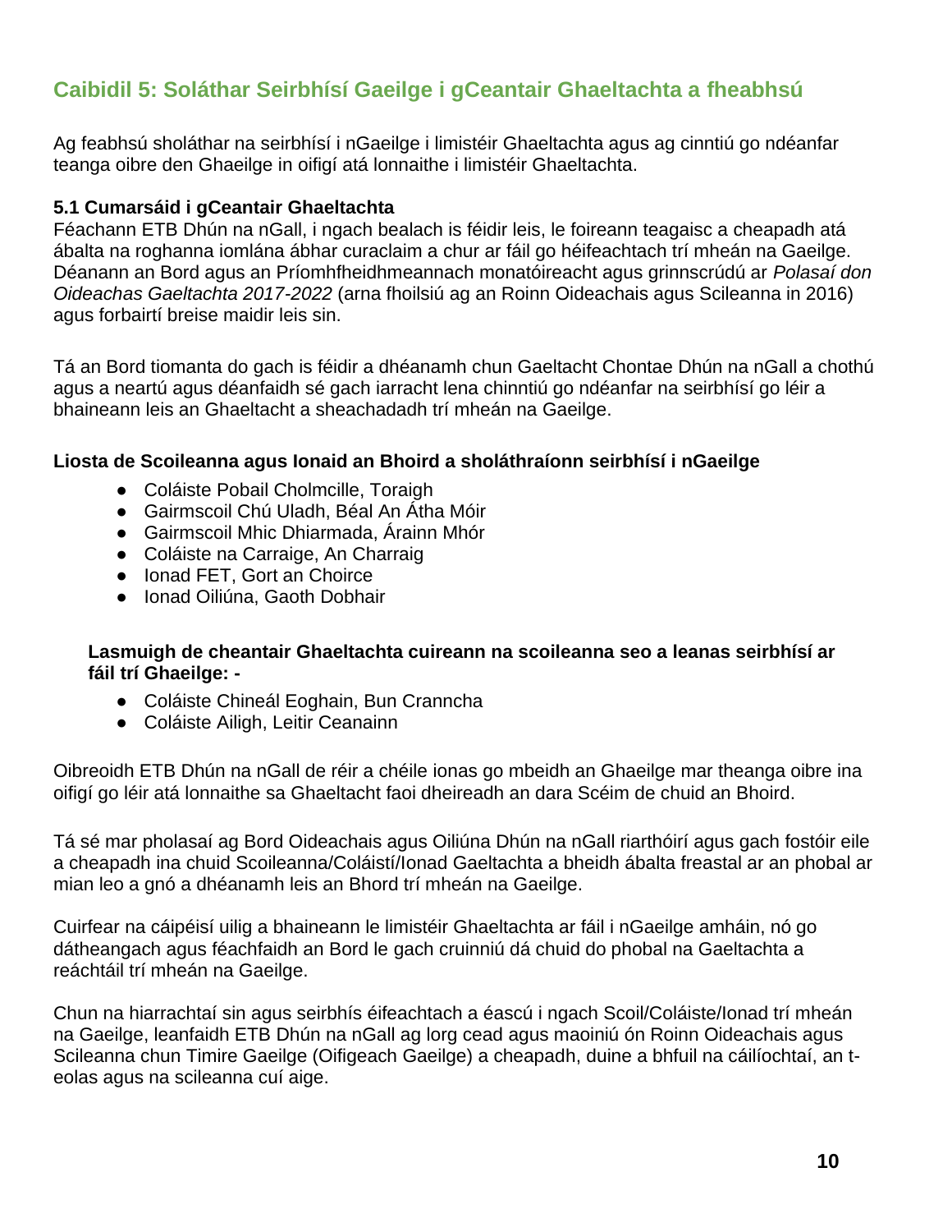## Caibidil 5: Soláthar Seirbhísí Gaeilge i gCeantair Ghaeltachta a fheabhsú

Ag feabhsú sholáthar na seirbhísí i nGaeilge i limistéir Ghaeltachta agus ag cinntiú go ndéanfar teanga oibre den Ghaeilge in oifigí atá lonnaithe i limistéir Ghaeltachta.

### 5.1 Cumarsáid i gCeantair Ghaeltachta

Féachann ETB Dhún na nGall, i ngach bealach is féidir leis, le foireann teagaisc a cheapadh atá ábalta na roghanna iomlána ábhar curaclaim a chur ar fáil go héifeachtach trí mheán na Gaeilge. Déanann an Bord agus an Príomhfheidhmeannach monatóireacht agus grinnscrúdú ar *Polasaí don Oideachas Gaeltachta 2017-2022* (arna fhoilsiú ag an Roinn Oideachais agus Scileanna in 2016) agus forbairtí breise maidir leis sin.

Tá an Bord tiomanta do gach is féidir a dhéanamh chun Gaeltacht Chontae Dhún na nGall a chothú agus a neartú agus déanfaidh sé gach iarracht lena chinntiú go ndéanfar na seirbhísí go léir a bhaineann leis an Ghaeltacht a sheachadadh trí mheán na Gaeilge.

**Liosta de Scoileanna agus Ionaid an Bhoird a sholáthraíonn seirbhísí i nGaeilge**

- Coláiste Pobail Cholmcille, Toraigh
- Gairmscoil Chú Uladh, Béal An Átha Móir
- Gairmscoil Mhic Dhiarmada, Árainn Mhór
- Coláiste na Carraige, An Charraig
- Ionad FET, Gort an Choirce
- Ionad Oiliúna, Gaoth Dobhair

**Lasmuigh de cheantair Ghaeltachta cuireann na scoileanna seo a leanas seirbhísí ar fáil trí Ghaeilge: -**

- Coláiste Chineál Eoghain, Bun Cranncha
- Coláiste Ailigh, Leitir Ceanainn

Oibreoidh ETB Dhún na nGall de réir a chéile ionas go mbeidh an Ghaeilge mar theanga oibre ina oifigí go léir atá lonnaithe sa Ghaeltacht faoi dheireadh an dara Scéim de chuid an Bhoird.

Tá sé mar pholasaí ag Bord Oideachais agus Oiliúna Dhún na nGall riarthóirí agus gach fostóir eile a cheapadh ina chuid Scoileanna/Coláistí/Ionad Gaeltachta a bheidh ábalta freastal ar an phobal ar mian leo a gnó a dhéanamh leis an Bhord trí mheán na Gaeilge.

Cuirfear na cáipéisí uilig a bhaineann le limistéir Ghaeltachta ar fáil i nGaeilge amháin, nó go dátheangach agus féachfaidh an Bord le gach cruinniú dá chuid do phobal na Gaeltachta a reáchtáil trí mheán na Gaeilge.

Chun na hiarrachtaí sin agus seirbhís éifeachtach a éascú i ngach Scoil/Coláiste/Ionad trí mheán na Gaeilge, leanfaidh ETB Dhún na nGall ag lorg cead agus maoiniú ón Roinn Oideachais agus Scileanna chun Timire Gaeilge (Oifigeach Gaeilge) a cheapadh, duine a bhfuil na cáilíochtaí, an t-eolas agus na scileanna cuí aige.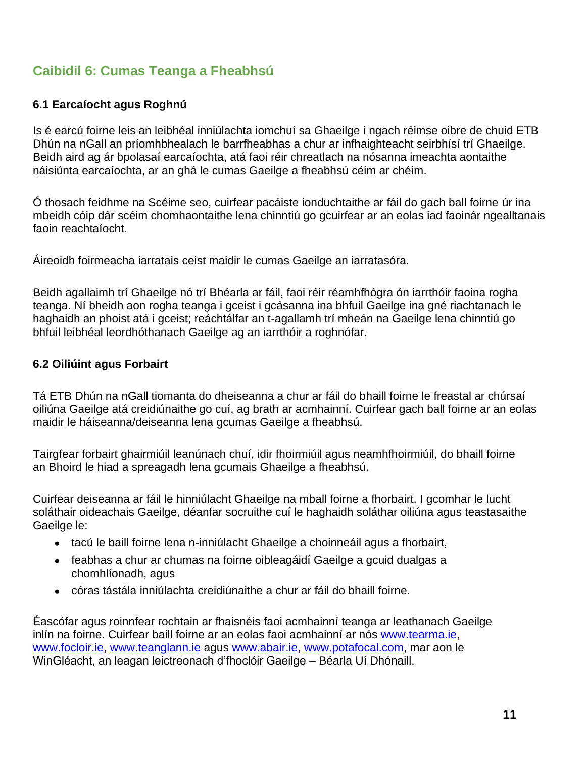## Caibidil 6: Cumas Teanga a Fheabhsú

### 6.1 Earcaíocht agus Roghnú

Is é earcú foirne leis an leibhéal inniúlachta iomchuí sa Ghaeilge i ngach réimse oibre de chuid ETB Dhún na nGall an príomhbhealach le barrfheabhas a chur ar infhaighteacht seirbhísí trí Ghaeilge. Beidh aird ag ár bpolasaí earcaíochta, atá faoi réir chreatlach na nósanna imeachta aontaithe náisiúnta earcaíochta, ar an ghá le cumas Gaeilge a fheabhsú céim ar chéim.

Ó thosach feidhme na Scéime seo, cuirfear pacáiste ionduchtaithe ar fáil do gach ball foirne úr ina mbeidh cóip dár scéim chomhaontaithe lena chinntiú go gcuirfear ar an eolas iad faoinár ngealltanais faoin reachtaíocht.

Áireoidh foirmeacha iarratais ceist maidir le cumas Gaeilge an iarratasóra.

Beidh agallaimh trí Ghaeilge nó trí Bhéarla ar fáil, faoi réir réamhfhógra ón iarrthóir faoina rogha teanga. Ní bheidh aon rogha teanga i gceist i gcásanna ina bhfuil Gaeilge ina gné riachtanach le haghaidh an phoist atá i gceist; reáchtálfar an t-agallamh trí mheán na Gaeilge lena chinntiú go bhfuil leibhéal leordhóthanach Gaeilge ag an iarrthóir a roghnófar.

### 6.2 Oiliúint agus Forbairt

Tá ETB Dhún na nGall tiomanta do dheiseanna a chur ar fáil do bhaill foirne le freastal ar chúrsaí oiliúna Gaeilge atá creidiúnaithe go cuí, ag brath ar acmhainní. Cuirfear gach ball foirne ar an eolas maidir le háiseanna/deiseanna lena gcumas Gaeilge a fheabhsú.

Tairgfear forbairt ghairmiúil leanúnach chuí, idir fhoirmiúil agus neamhfhoirmiúil, do bhaill foirne an Bhoird le hiad a spreagadh lena gcumais Ghaeilge a fheabhsú.

Cuirfear deiseanna ar fáil le hinniúlacht Ghaeilge na mball foirne a fhorbairt. I gcomhar le lucht soláthair oideachais Gaeilge, déanfar socruithe cuí le haghaidh soláthar oiliúna agus teastasaithe Gaeilge le:

- tacú le baill foirne lena n-inniúlacht Ghaeilge a choinneáil agus a fhorbairt,
- feabhas a chur ar chumas na foirne oibleagáidí Gaeilge a gcuid dualgas a chomhlíonadh, agus
- córas tástála inniúlachta creidiúnaithe a chur ar fáil do bhaill foirne.

Éascófar agus roinnfear rochtain ar fhaisnéis faoi acmhainní teanga ar leathanach Gaeilge inlín na foirne. Cuirfear baill foirne ar an eolas faoi acmhainní ar nós www.tearma.ie, www.focloir.ie, www.teanglann.ie agus www.abair.ie, www.potafocal.com, mar aon le WinGléacht, an leagan leictreonach d'fhoclóir Gaeilge – Béarla Uí Dhónaill.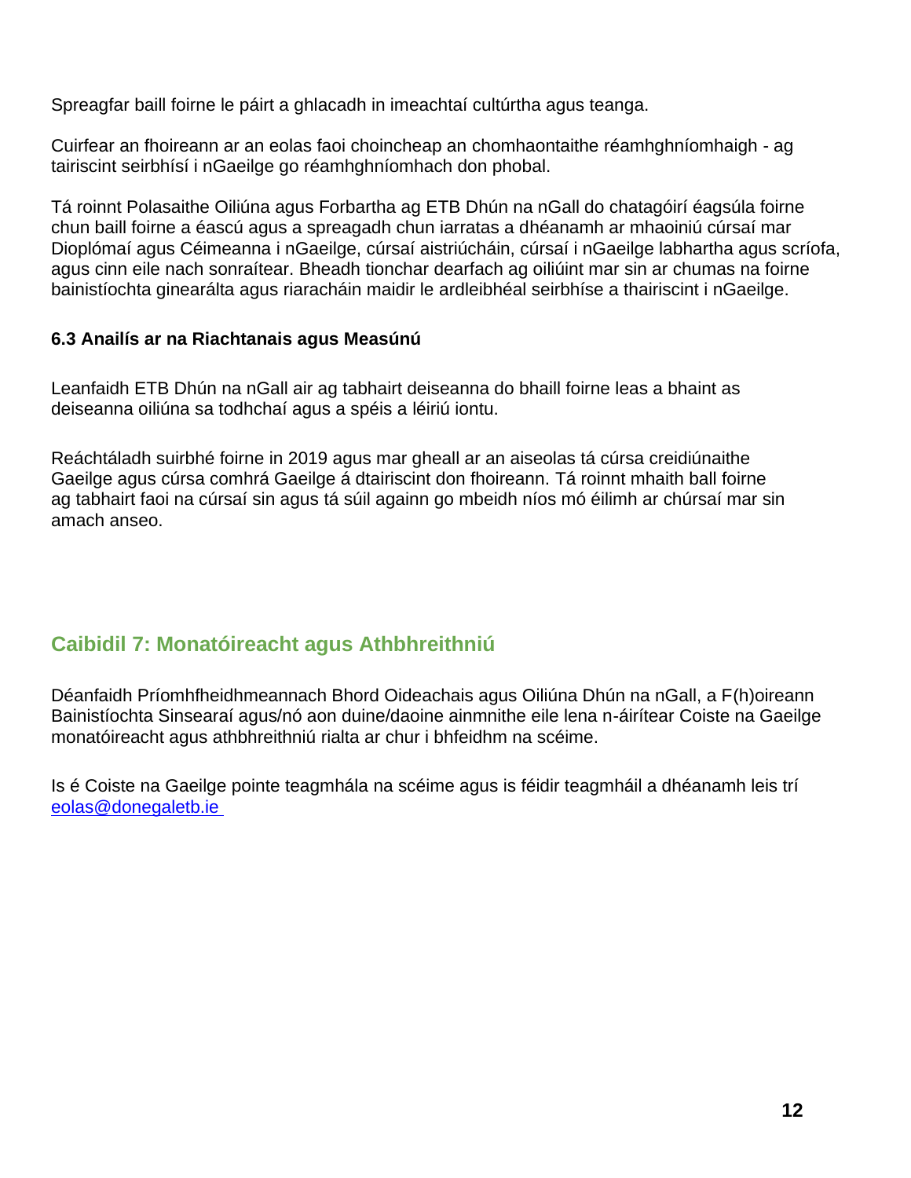Spreagfar baill foirne le páirt a ghlacadh in imeachtaí cultúrtha agus teanga.

Cuirfear an fhoireann ar an eolas faoi choincheap an chomhaontaithe réamhghníomhaigh - ag tairiscint seirbhísí i nGaeilge go réamhghníomhach don phobal.

Tá roinnt Polasaithe Oiliúna agus Forbartha ag ETB Dhún na nGall do chatagóirí éagsúla foirne chun baill foirne a éascú agus a spreagadh chun iarratas a dhéanamh ar mhaoiniú cúrsaí mar Dioplómaí agus Céimeanna i nGaeilge, cúrsaí aistriúcháin, cúrsaí i nGaeilge labhartha agus scríofa, agus cinn eile nach sonraítear. Bheadh tionchar dearfach ag oiliúint mar sin ar chumas na foirne bainistíochta ginearálta agus riaracháin maidir le ardleibhéal seirbhíse a thairiscint i nGaeilge.

### 6.3 Anailís ar na Riachtanais agus Measúnú

Leanfaidh ETB Dhún na nGall air ag tabhairt deiseanna do bhaill foirne leas a bhaint as deiseanna oiliúna sa todhchaí agus a spéis a léiriú iontu.

Reáchtáladh suirbhé foirne in 2019 agus mar gheall ar an aiseolas tá cúrsa creidiúnaithe Gaeilge agus cúrsa comhrá Gaeilge á dtairiscint don fhoireann. Tá roinnt mhaith ball foirne ag tabhairt faoi na cúrsaí sin agus tá súil againn go mbeidh níos mó éilimh ar chúrsaí mar sin amach anseo.

## Caibidil 7: Monatóireacht agus Athbhreithniú

Déanfaidh Príomhfheidhmeannach Bhord Oideachais agus Oiliúna Dhún na nGall, a F(h)oireann Bainistíochta Sinsearaí agus/nó aon duine/daoine ainmnithe eile lena n-áirítear Coiste na Gaeilge monatóireacht agus athbhreithniú rialta ar chur i bhfeidhm na scéime.

Is é Coiste na Gaeilge pointe teagmhála na scéime agus is féidir teagmháil a dhéanamh leis trí [eolas@donegaletb.ie](mailto:eolas@donegaletb.ie)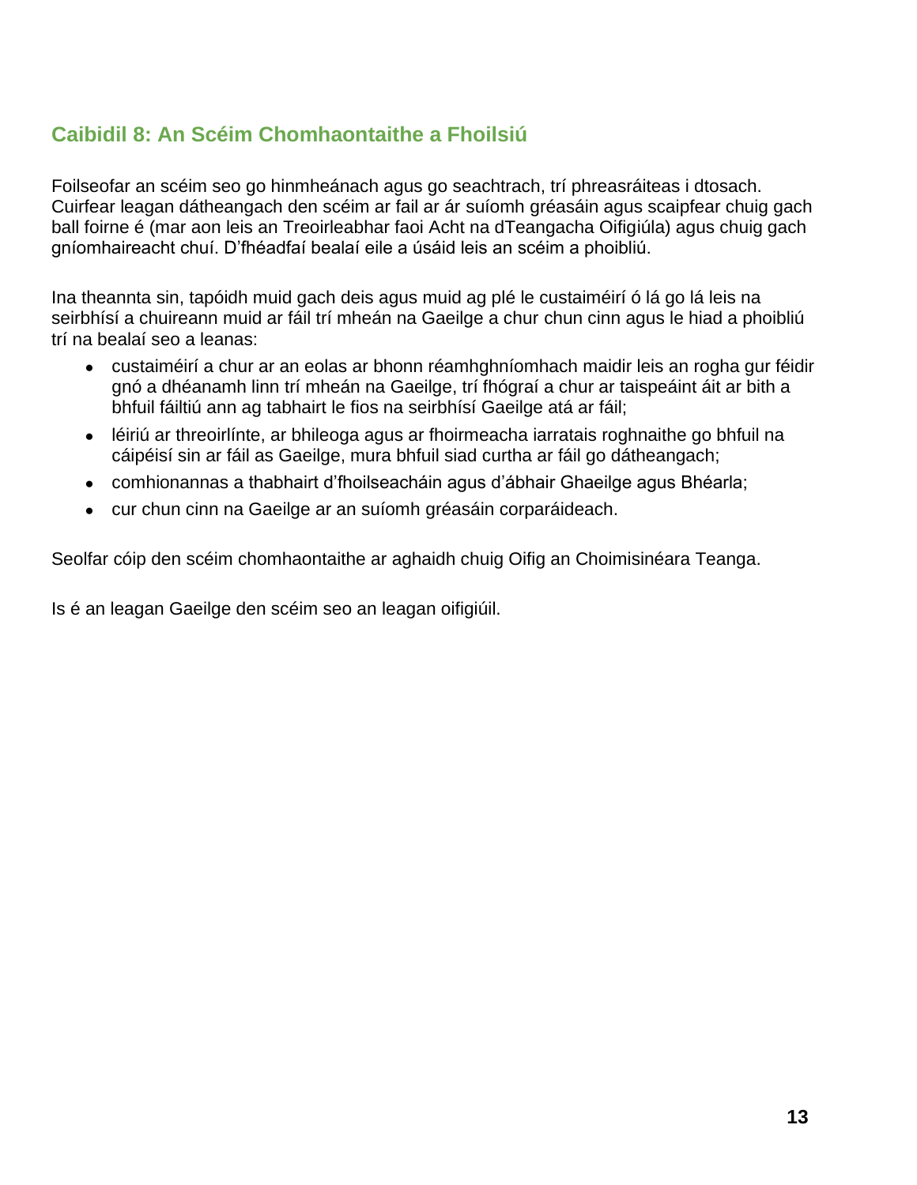## Caibidil 8: An Scéim Chomhaontaithe a Fhoilsiú

Foilseofar an scéim seo go hinmheánach agus go seachtrach, trí phreasráiteas i dtosach. Cuirfear leagan dátheangach den scéim ar fail ar ár suíomh gréasáin agus scaipfear chuig gach ball foirne é (mar aon leis an Treoirleabhar faoi Acht na dTeangacha Oifigiúla) agus chuig gach gníomhaireacht chuí. D'fhéadfaí bealaí eile a úsáid leis an scéim a phoibliú.

Ina theannta sin, tapóidh muid gach deis agus muid ag plé le custaiméirí ó lá go lá leis na seirbhísí a chuireann muid ar fáil trí mheán na Gaeilge a chur chun cinn agus le hiad a phoibliú trí na bealaí seo a leanas:

- custaiméirí a chur ar an eolas ar bhonn réamhghníomhach maidir leis an rogha gur féidir gnó a dhéanamh linn trí mheán na Gaeilge, trí fhógraí a chur ar taispeáint áit ar bith a bhfuil fáiltiú ann ag tabhairt le fios na seirbhísí Gaeilge atá ar fáil;
- léiriú ar threoirlínte, ar bhileoga agus ar fhoirmeacha iarratais roghnaithe go bhfuil na cáipéisí sin ar fáil as Gaeilge, mura bhfuil siad curtha ar fáil go dátheangach;
- comhionannas a thabhairt d'fhoilseacháin agus d'ábhair Ghaeilge agus Bhéarla;
- cur chun cinn na Gaeilge ar an suíomh gréasáin corparáideach.

Seolfar cóip den scéim chomhaontaithe ar aghaidh chuig Oifig an Choimisinéara Teanga.

Is é an leagan Gaeilge den scéim seo an leagan oifigiúil.